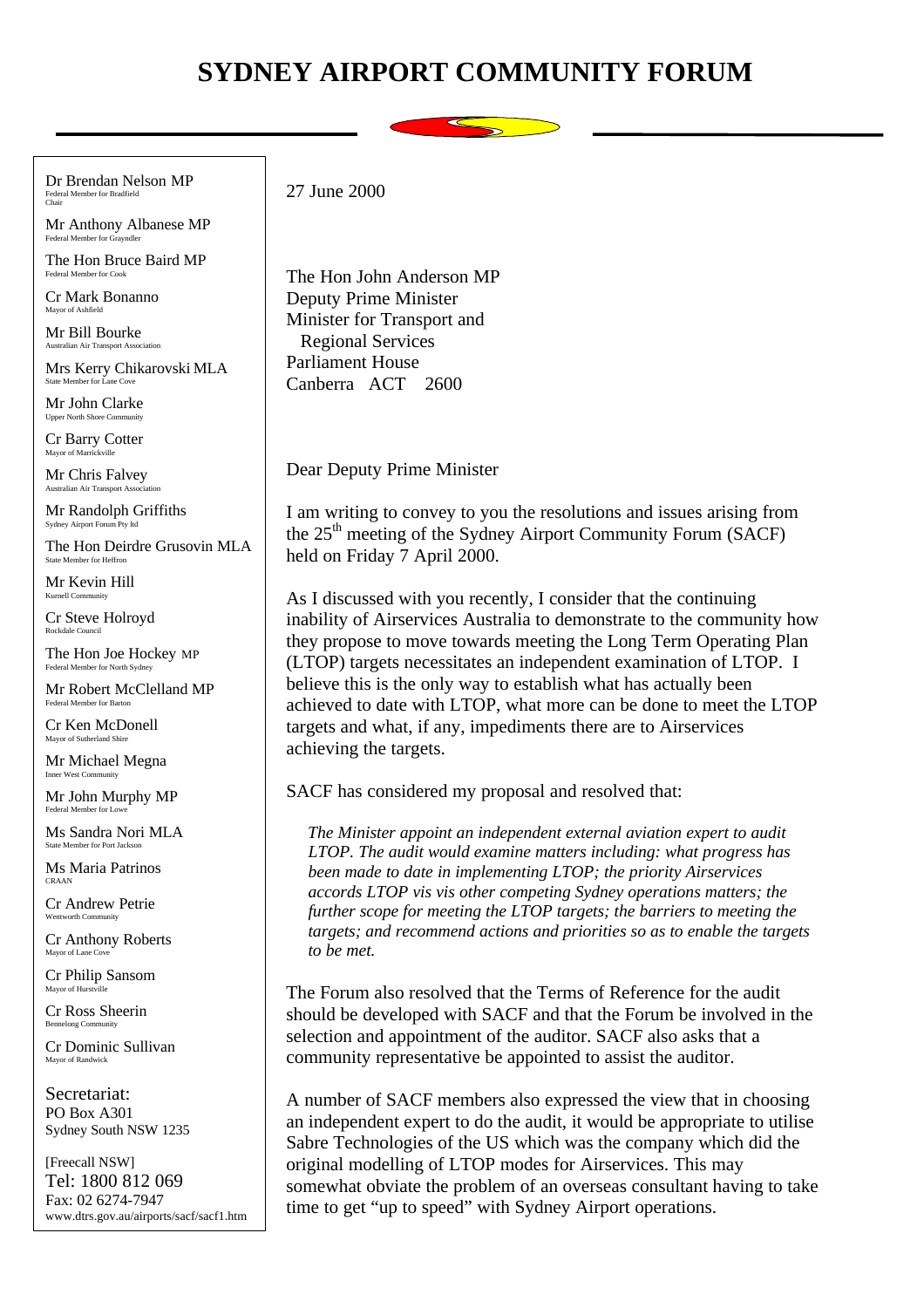# SYDNEY AIRPORT COMMUNITY FORUM

Dr Brendan Nelson MP
Federal Member for Bradfield
Chair

Mr Anthony Albanese MP
Federal Member for Grayndler

The Hon Bruce Baird MP
Federal Member for Cook

Cr Mark Bonanno
Mayor of Ashfield

Mr Bill Bourke
Australian Air Transport Association

Mrs Kerry Chikarovski MLA
State Member for Lane Cove

Mr John Clarke
Upper North Shore Community

Cr Barry Cotter
Mayor of Marrickville

Mr Chris Falvey
Australian Air Transport Association

Mr Randolph Griffiths
Sydney Airport Forum Pty ltd

The Hon Deirdre Grusovin MLA
State Member for Heffron

Mr Kevin Hill
Kurnell Community

Cr Steve Holroyd
Rockdale Council

The Hon Joe Hockey MP
Federal Member for North Sydney

Mr Robert McClelland MP
Federal Member for Barton

Cr Ken McDonell
Mayor of Sutherland Shire

Mr Michael Megna
Inner West Community

Mr John Murphy MP
Federal Member for Lowe

Ms Sandra Nori MLA
State Member for Port Jackson

Ms Maria Patrinos
CRAAN

Cr Andrew Petrie
Wentworth Community

Cr Anthony Roberts
Mayor of Lane Cove

Cr Philip Sansom
Mayor of Hurstville

Cr Ross Sheerin
Bennelong Community

Cr Dominic Sullivan
Mayor of Randwick

Secretariat:
PO Box A301
Sydney South NSW 1235

[Freecall NSW]
Tel: 1800 812 069
Fax: 02 6274-7947
www.dtrs.gov.au/airports/sacf/sacf1.htm

27 June 2000

The Hon John Anderson MP
Deputy Prime Minister
Minister for Transport and
Regional Services
Parliament House
Canberra ACT 2600

Dear Deputy Prime Minister

I am writing to convey to you the resolutions and issues arising from the 25th meeting of the Sydney Airport Community Forum (SACF) held on Friday 7 April 2000.

As I discussed with you recently, I consider that the continuing inability of Airservices Australia to demonstrate to the community how they propose to move towards meeting the Long Term Operating Plan (LTOP) targets necessitates an independent examination of LTOP. I believe this is the only way to establish what has actually been achieved to date with LTOP, what more can be done to meet the LTOP targets and what, if any, impediments there are to Airservices achieving the targets.

SACF has considered my proposal and resolved that:

> *The Minister appoint an independent external aviation expert to audit LTOP. The audit would examine matters including: what progress has been made to date in implementing LTOP; the priority Airservices accords LTOP vis vis other competing Sydney operations matters; the further scope for meeting the LTOP targets; the barriers to meeting the targets; and recommend actions and priorities so as to enable the targets to be met.*

The Forum also resolved that the Terms of Reference for the audit should be developed with SACF and that the Forum be involved in the selection and appointment of the auditor. SACF also asks that a community representative be appointed to assist the auditor.

A number of SACF members also expressed the view that in choosing an independent expert to do the audit, it would be appropriate to utilise Sabre Technologies of the US which was the company which did the original modelling of LTOP modes for Airservices. This may somewhat obviate the problem of an overseas consultant having to take time to get "up to speed" with Sydney Airport operations.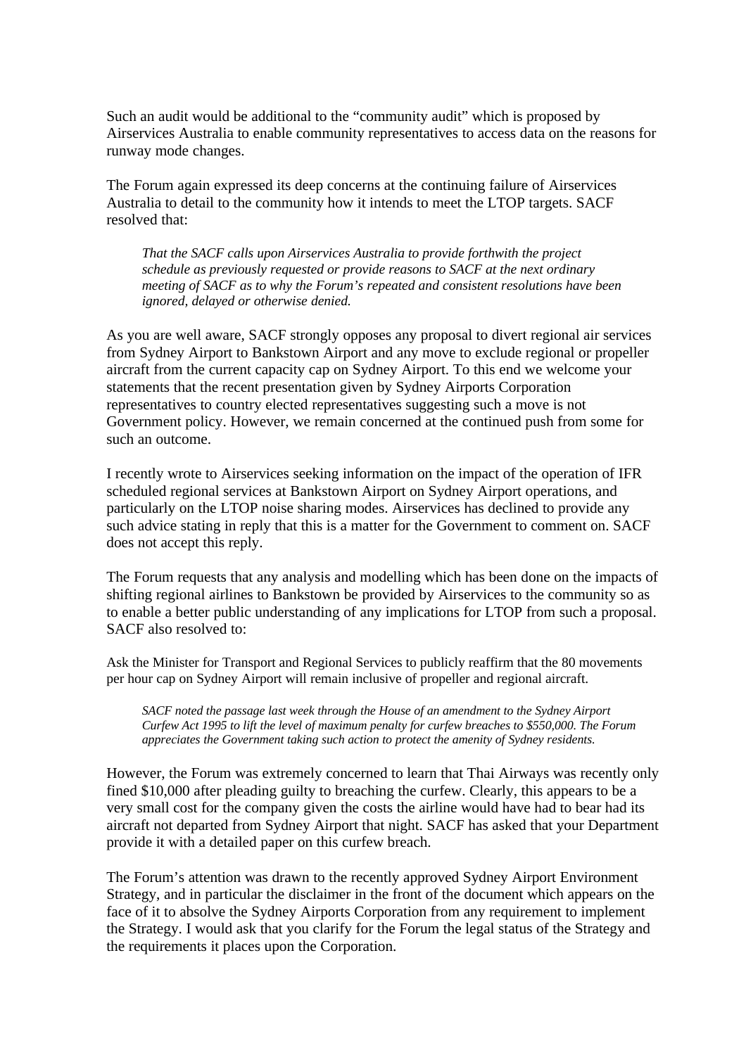Such an audit would be additional to the "community audit" which is proposed by Airservices Australia to enable community representatives to access data on the reasons for runway mode changes.

The Forum again expressed its deep concerns at the continuing failure of Airservices Australia to detail to the community how it intends to meet the LTOP targets. SACF resolved that:

> *That the SACF calls upon Airservices Australia to provide forthwith the project schedule as previously requested or provide reasons to SACF at the next ordinary meeting of SACF as to why the Forum's repeated and consistent resolutions have been ignored, delayed or otherwise denied.*

As you are well aware, SACF strongly opposes any proposal to divert regional air services from Sydney Airport to Bankstown Airport and any move to exclude regional or propeller aircraft from the current capacity cap on Sydney Airport. To this end we welcome your statements that the recent presentation given by Sydney Airports Corporation representatives to country elected representatives suggesting such a move is not Government policy. However, we remain concerned at the continued push from some for such an outcome.

I recently wrote to Airservices seeking information on the impact of the operation of IFR scheduled regional services at Bankstown Airport on Sydney Airport operations, and particularly on the LTOP noise sharing modes. Airservices has declined to provide any such advice stating in reply that this is a matter for the Government to comment on. SACF does not accept this reply.

The Forum requests that any analysis and modelling which has been done on the impacts of shifting regional airlines to Bankstown be provided by Airservices to the community so as to enable a better public understanding of any implications for LTOP from such a proposal. SACF also resolved to:

Ask the Minister for Transport and Regional Services to publicly reaffirm that the 80 movements per hour cap on Sydney Airport will remain inclusive of propeller and regional aircraft.

> *SACF noted the passage last week through the House of an amendment to the Sydney Airport Curfew Act 1995 to lift the level of maximum penalty for curfew breaches to $550,000. The Forum appreciates the Government taking such action to protect the amenity of Sydney residents.*

However, the Forum was extremely concerned to learn that Thai Airways was recently only fined $10,000 after pleading guilty to breaching the curfew. Clearly, this appears to be a very small cost for the company given the costs the airline would have had to bear had its aircraft not departed from Sydney Airport that night. SACF has asked that your Department provide it with a detailed paper on this curfew breach.

The Forum's attention was drawn to the recently approved Sydney Airport Environment Strategy, and in particular the disclaimer in the front of the document which appears on the face of it to absolve the Sydney Airports Corporation from any requirement to implement the Strategy. I would ask that you clarify for the Forum the legal status of the Strategy and the requirements it places upon the Corporation.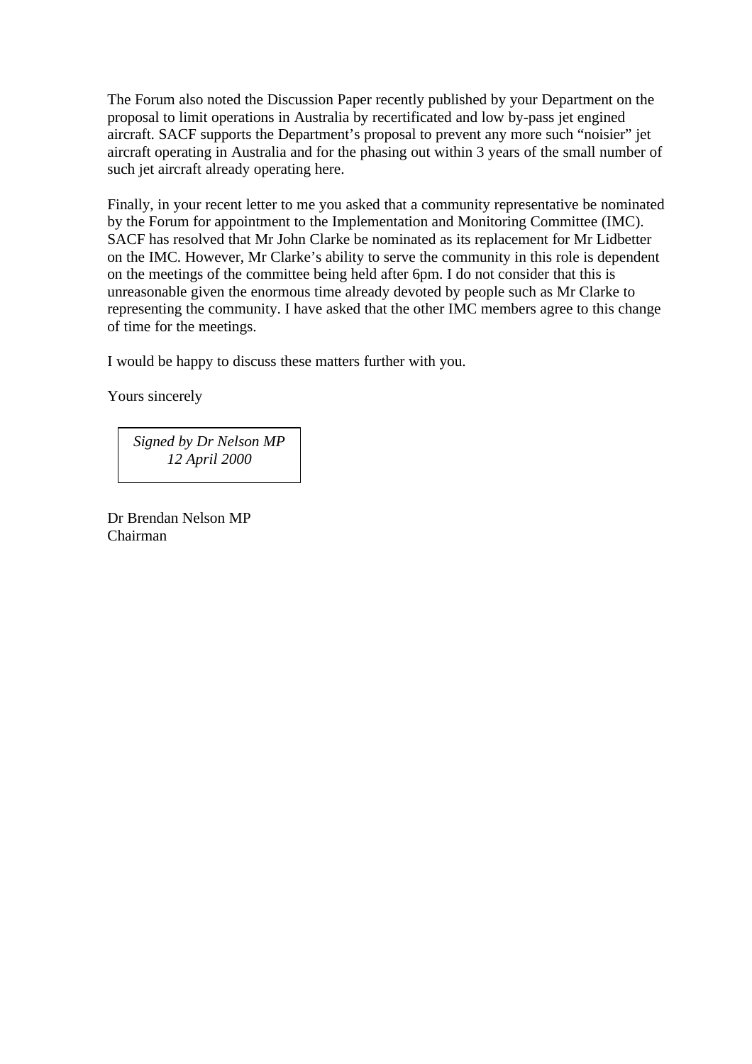The Forum also noted the Discussion Paper recently published by your Department on the proposal to limit operations in Australia by recertificated and low by-pass jet engined aircraft. SACF supports the Department's proposal to prevent any more such "noisier" jet aircraft operating in Australia and for the phasing out within 3 years of the small number of such jet aircraft already operating here.

Finally, in your recent letter to me you asked that a community representative be nominated by the Forum for appointment to the Implementation and Monitoring Committee (IMC). SACF has resolved that Mr John Clarke be nominated as its replacement for Mr Lidbetter on the IMC. However, Mr Clarke's ability to serve the community in this role is dependent on the meetings of the committee being held after 6pm. I do not consider that this is unreasonable given the enormous time already devoted by people such as Mr Clarke to representing the community. I have asked that the other IMC members agree to this change of time for the meetings.

I would be happy to discuss these matters further with you.

Yours sincerely

*Signed by Dr Nelson MP*
*12 April 2000*

Dr Brendan Nelson MP
Chairman